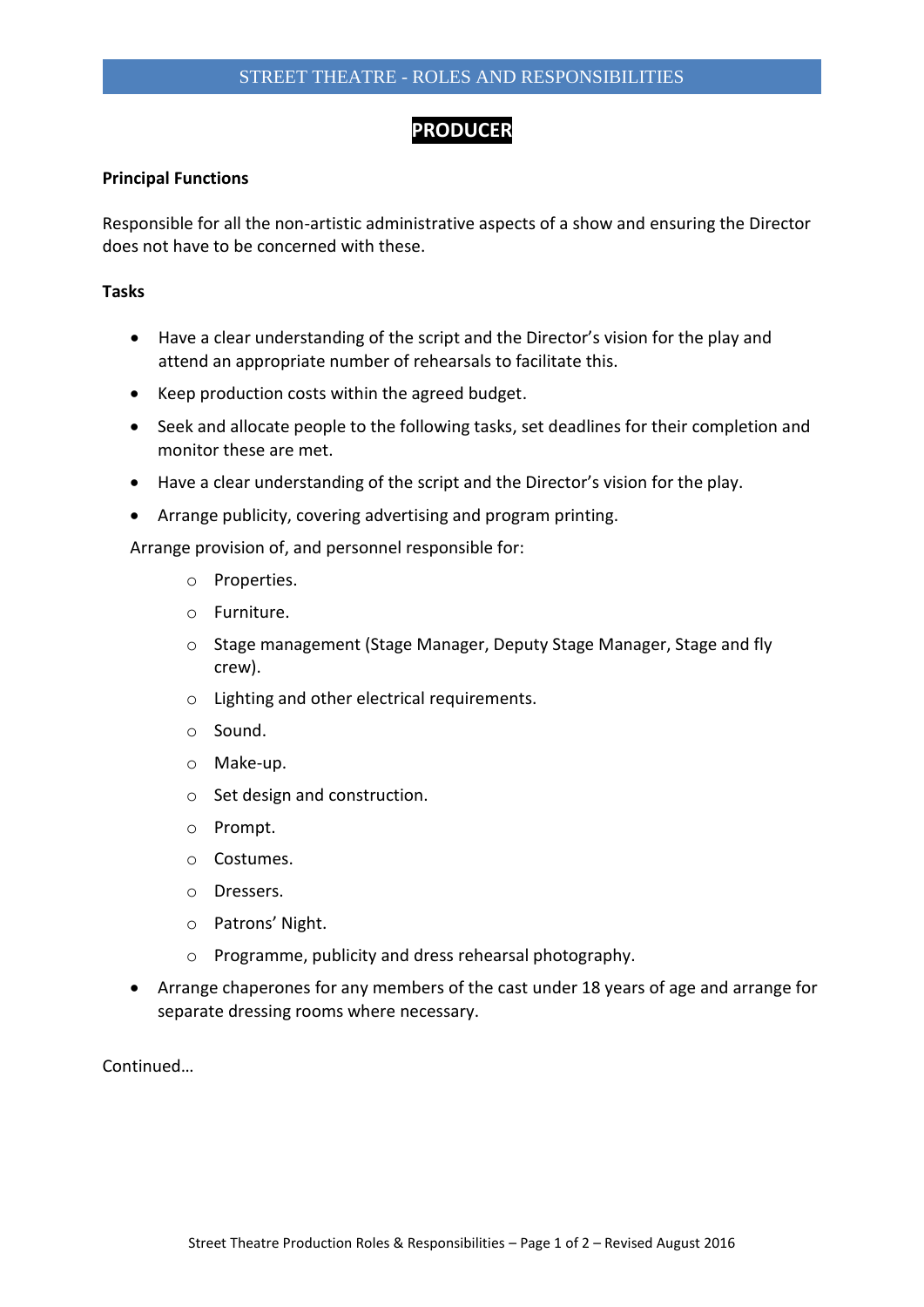# STREET THEATRE - ROLES AND RESPONSIBILITIES

## PRODUCER

**Principal Functions**

Responsible for all the non-artistic administrative aspects of a show and ensuring the Director does not have to be concerned with these.

**Tasks**

- Have a clear understanding of the script and the Director's vision for the play and attend an appropriate number of rehearsals to facilitate this.
- Keep production costs within the agreed budget.
- Seek and allocate people to the following tasks, set deadlines for their completion and monitor these are met.
- Have a clear understanding of the script and the Director's vision for the play.
- Arrange publicity, covering advertising and program printing.

Arrange provision of, and personnel responsible for:

  - Properties.
  - Furniture.
  - Stage management (Stage Manager, Deputy Stage Manager, Stage and fly crew).
  - Lighting and other electrical requirements.
  - Sound.
  - Make-up.
  - Set design and construction.
  - Prompt.
  - Costumes.
  - Dressers.
  - Patrons' Night.
  - Programme, publicity and dress rehearsal photography.

- Arrange chaperones for any members of the cast under 18 years of age and arrange for separate dressing rooms where necessary.

Continued…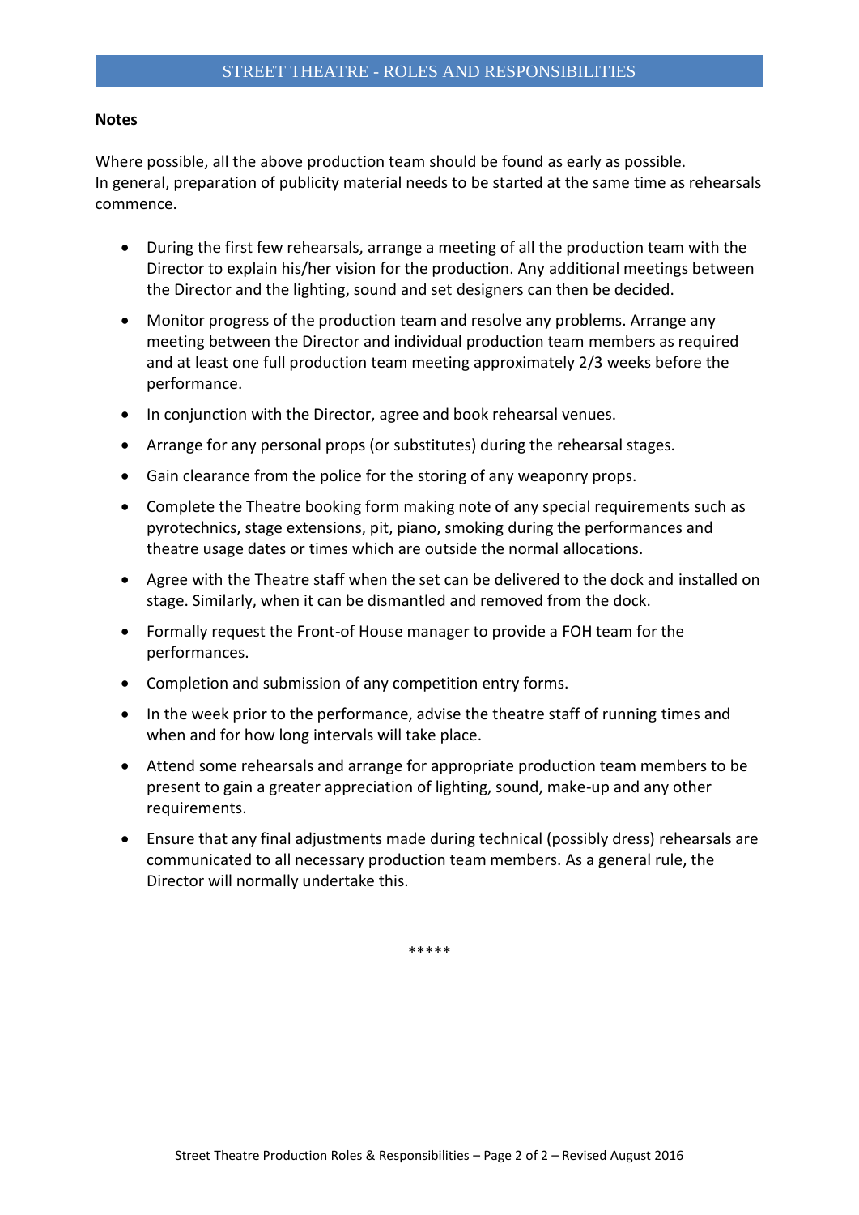**Notes**

Where possible, all the above production team should be found as early as possible.
In general, preparation of publicity material needs to be started at the same time as rehearsals commence.

- During the first few rehearsals, arrange a meeting of all the production team with the Director to explain his/her vision for the production. Any additional meetings between the Director and the lighting, sound and set designers can then be decided.
- Monitor progress of the production team and resolve any problems. Arrange any meeting between the Director and individual production team members as required and at least one full production team meeting approximately 2/3 weeks before the performance.
- In conjunction with the Director, agree and book rehearsal venues.
- Arrange for any personal props (or substitutes) during the rehearsal stages.
- Gain clearance from the police for the storing of any weaponry props.
- Complete the Theatre booking form making note of any special requirements such as pyrotechnics, stage extensions, pit, piano, smoking during the performances and theatre usage dates or times which are outside the normal allocations.
- Agree with the Theatre staff when the set can be delivered to the dock and installed on stage. Similarly, when it can be dismantled and removed from the dock.
- Formally request the Front-of House manager to provide a FOH team for the performances.
- Completion and submission of any competition entry forms.
- In the week prior to the performance, advise the theatre staff of running times and when and for how long intervals will take place.
- Attend some rehearsals and arrange for appropriate production team members to be present to gain a greater appreciation of lighting, sound, make-up and any other requirements.
- Ensure that any final adjustments made during technical (possibly dress) rehearsals are communicated to all necessary production team members. As a general rule, the Director will normally undertake this.

*****